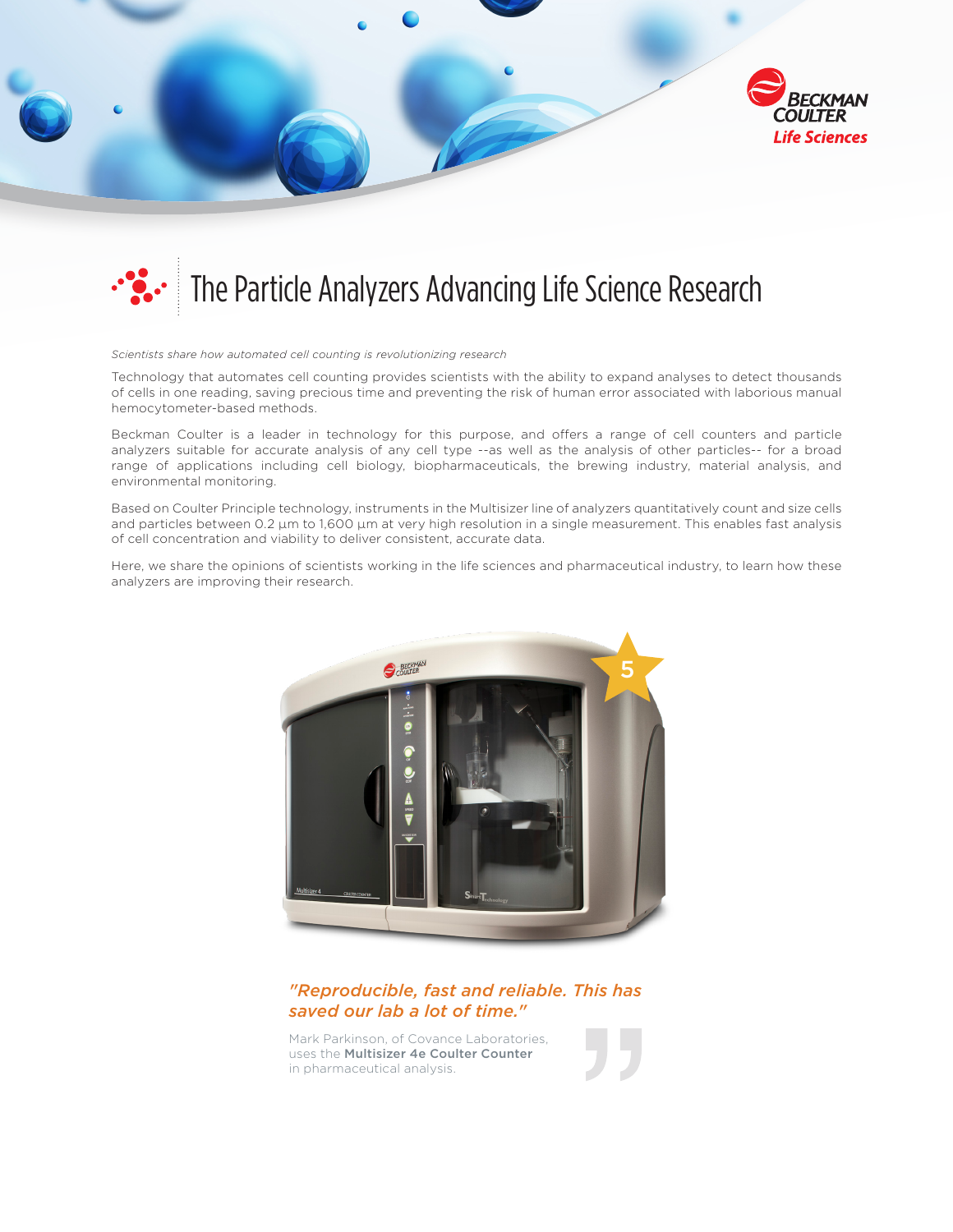# The Particle Analyzers Advancing Life Science Research

*Scientists share how automated cell counting is revolutionizing research*

Technology that automates cell counting provides scientists with the ability to expand analyses to detect thousands of cells in one reading, saving precious time and preventing the risk of human error associated with laborious manual hemocytometer-based methods.

Beckman Coulter is a leader in technology for this purpose, and offers a range of cell counters and particle analyzers suitable for accurate analysis of any cell type --as well as the analysis of other particles-- for a broad range of applications including cell biology, biopharmaceuticals, the brewing industry, material analysis, and environmental monitoring.

Based on Coulter Principle technology, instruments in the Multisizer line of analyzers quantitatively count and size cells and particles between 0.2 µm to 1,600 µm at very high resolution in a single measurement. This enables fast analysis of cell concentration and viability to deliver consistent, accurate data.

Here, we share the opinions of scientists working in the life sciences and pharmaceutical industry, to learn how these analyzers are improving their research.

*"Reproducible, fast and reliable. This has saved our lab a lot of time."*

Mark Parkinson, of Covance Laboratories, uses the **Multisizer 4e Coulter Counter** in pharmaceutical analysis.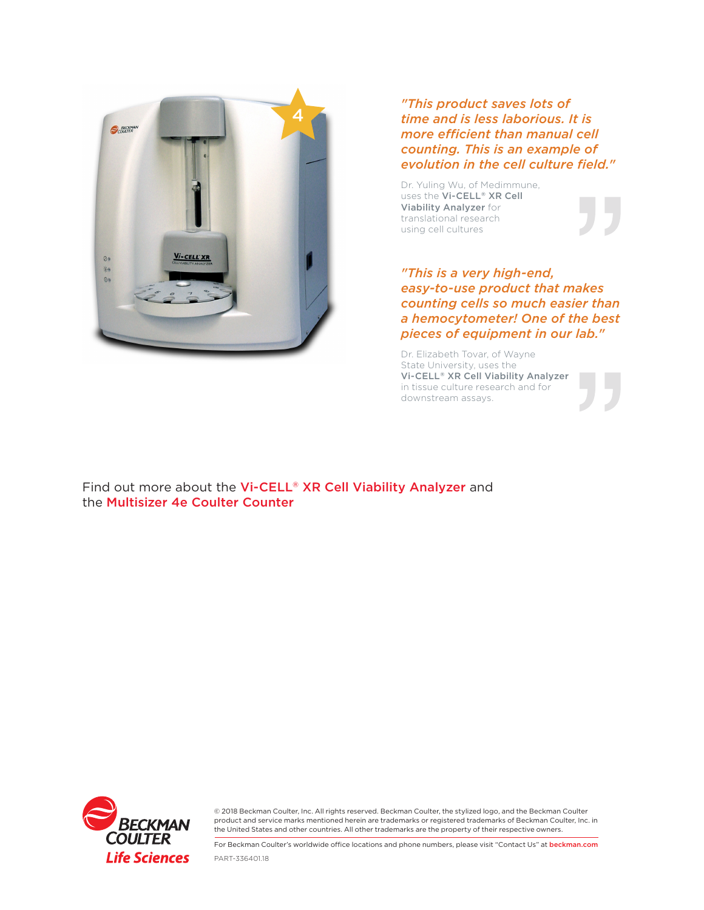*"This product saves lots of time and is less laborious. It is more efficient than manual cell counting. This is an example of evolution in the cell culture field."*

Dr. Yuling Wu, of Medimmune, uses the **Vi-CELL® XR Cell Viability Analyzer** for translational research using cell cultures

*"This is a very high-end, easy-to-use product that makes counting cells so much easier than a hemocytometer! One of the best pieces of equipment in our lab."*

Dr. Elizabeth Tovar, of Wayne State University, uses the **Vi-CELL® XR Cell Viability Analyzer** in tissue culture research and for downstream assays.

Find out more about the **Vi-CELL® XR Cell Viability Analyzer** and the **Multisizer 4e Coulter Counter**

© 2018 Beckman Coulter, Inc. All rights reserved. Beckman Coulter, the stylized logo, and the Beckman Coulter product and service marks mentioned herein are trademarks or registered trademarks of Beckman Coulter, Inc. in the United States and other countries. All other trademarks are the property of their respective owners.

For Beckman Coulter's worldwide office locations and phone numbers, please visit "Contact Us" at **beckman.com**

PART-336401.18